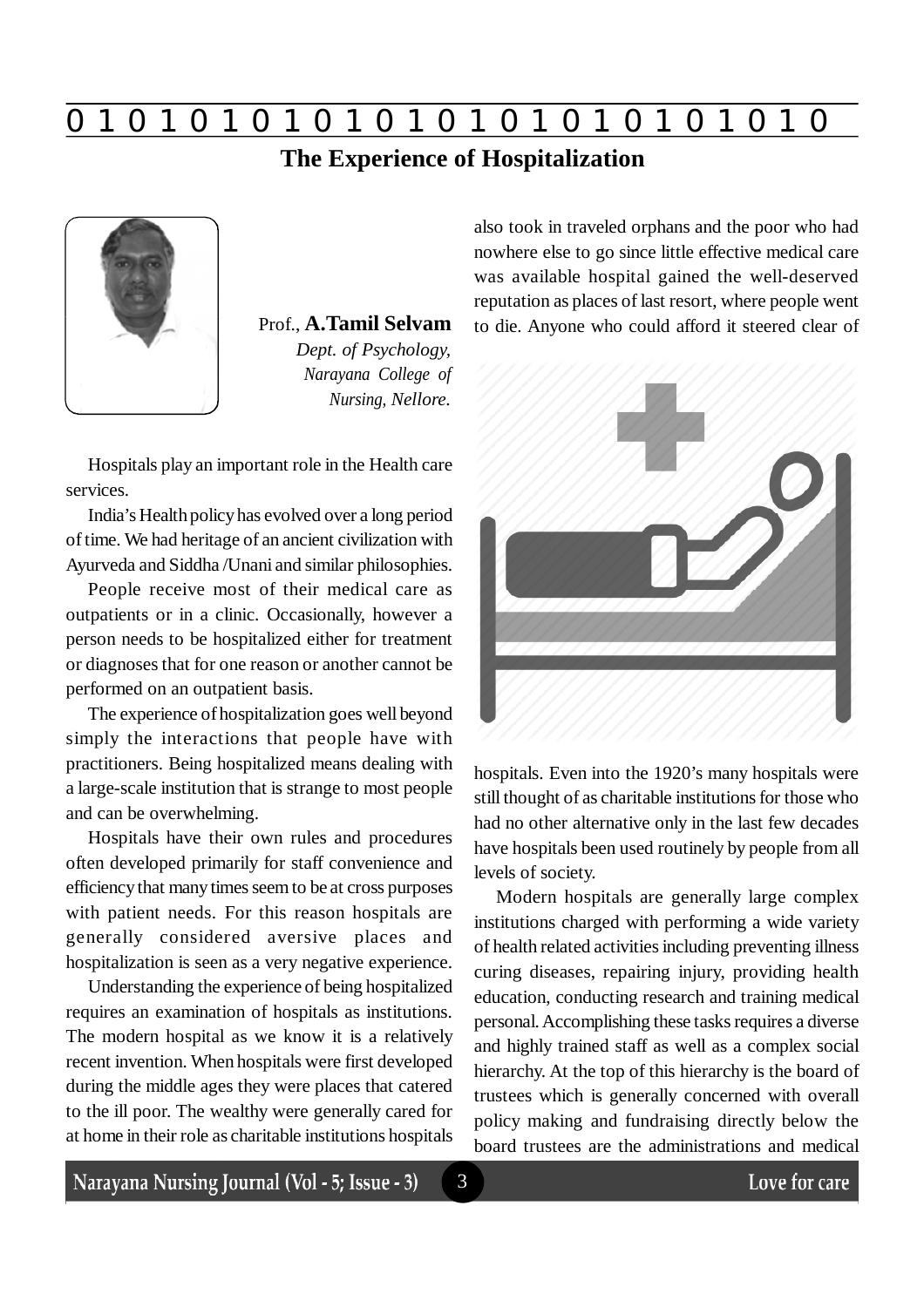# The Experience of Hospitalization

Prof., **A.Tamil Selvam**
*Dept. of Psychology, Narayana College of Nursing, Nellore.*

Hospitals play an important role in the Health care services.

India's Health policy has evolved over a long period of time. We had heritage of an ancient civilization with Ayurveda and Siddha /Unani and similar philosophies.

People receive most of their medical care as outpatients or in a clinic. Occasionally, however a person needs to be hospitalized either for treatment or diagnoses that for one reason or another cannot be performed on an outpatient basis.

The experience of hospitalization goes well beyond simply the interactions that people have with practitioners. Being hospitalized means dealing with a large-scale institution that is strange to most people and can be overwhelming.

Hospitals have their own rules and procedures often developed primarily for staff convenience and efficiency that many times seem to be at cross purposes with patient needs. For this reason hospitals are generally considered aversive places and hospitalization is seen as a very negative experience.

Understanding the experience of being hospitalized requires an examination of hospitals as institutions. The modern hospital as we know it is a relatively recent invention. When hospitals were first developed during the middle ages they were places that catered to the ill poor. The wealthy were generally cared for at home in their role as charitable institutions hospitals also took in traveled orphans and the poor who had nowhere else to go since little effective medical care was available hospital gained the well-deserved reputation as places of last resort, where people went to die. Anyone who could afford it steered clear of hospitals. Even into the 1920's many hospitals were still thought of as charitable institutions for those who had no other alternative only in the last few decades have hospitals been used routinely by people from all levels of society.

Modern hospitals are generally large complex institutions charged with performing a wide variety of health related activities including preventing illness curing diseases, repairing injury, providing health education, conducting research and training medical personal. Accomplishing these tasks requires a diverse and highly trained staff as well as a complex social hierarchy. At the top of this hierarchy is the board of trustees which is generally concerned with overall policy making and fundraising directly below the board trustees are the administrations and medical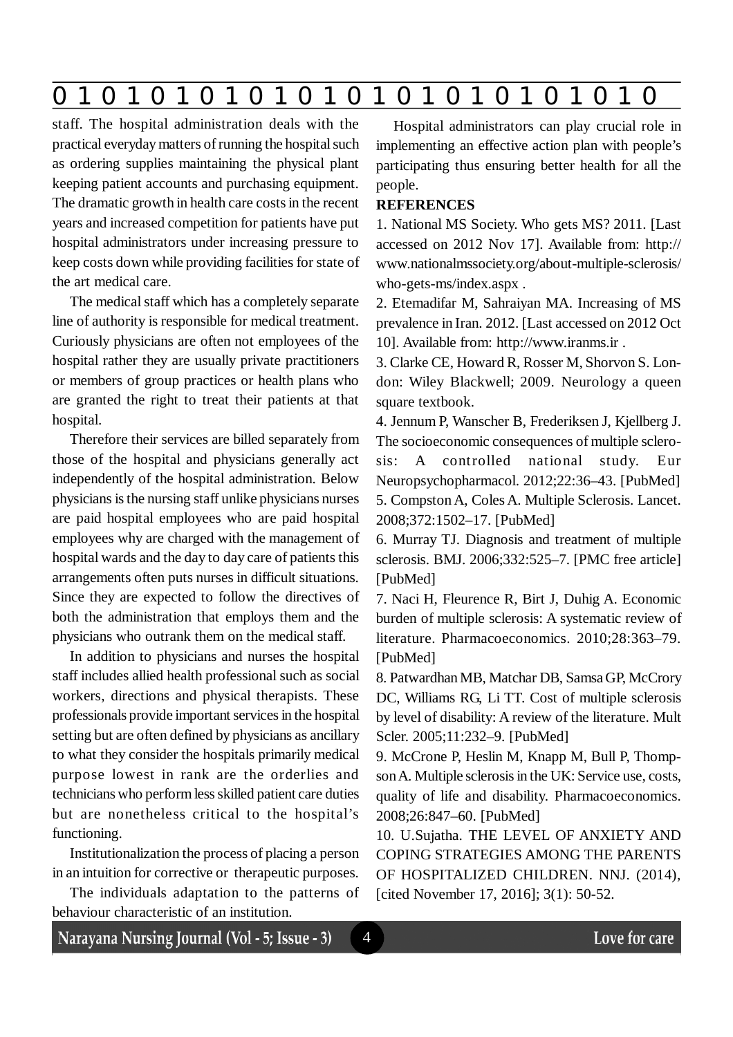staff. The hospital administration deals with the practical everyday matters of running the hospital such as ordering supplies maintaining the physical plant keeping patient accounts and purchasing equipment. The dramatic growth in health care costs in the recent years and increased competition for patients have put hospital administrators under increasing pressure to keep costs down while providing facilities for state of the art medical care.

The medical staff which has a completely separate line of authority is responsible for medical treatment. Curiously physicians are often not employees of the hospital rather they are usually private practitioners or members of group practices or health plans who are granted the right to treat their patients at that hospital.

Therefore their services are billed separately from those of the hospital and physicians generally act independently of the hospital administration. Below physicians is the nursing staff unlike physicians nurses are paid hospital employees who are paid hospital employees why are charged with the management of hospital wards and the day to day care of patients this arrangements often puts nurses in difficult situations. Since they are expected to follow the directives of both the administration that employs them and the physicians who outrank them on the medical staff.

In addition to physicians and nurses the hospital staff includes allied health professional such as social workers, directions and physical therapists. These professionals provide important services in the hospital setting but are often defined by physicians as ancillary to what they consider the hospitals primarily medical purpose lowest in rank are the orderlies and technicians who perform less skilled patient care duties but are nonetheless critical to the hospital's functioning.

Institutionalization the process of placing a person in an intuition for corrective or therapeutic purposes.

The individuals adaptation to the patterns of behaviour characteristic of an institution.

Hospital administrators can play crucial role in implementing an effective action plan with people's participating thus ensuring better health for all the people.

**REFERENCES**

1. National MS Society. Who gets MS? 2011. [Last accessed on 2012 Nov 17]. Available from: http://www.nationalmssociety.org/about-multiple-sclerosis/who-gets-ms/index.aspx .
2. Etemadifar M, Sahraiyan MA. Increasing of MS prevalence in Iran. 2012. [Last accessed on 2012 Oct 10]. Available from: http://www.iranms.ir .
3. Clarke CE, Howard R, Rosser M, Shorvon S. London: Wiley Blackwell; 2009. Neurology a queen square textbook.
4. Jennum P, Wanscher B, Frederiksen J, Kjellberg J. The socioeconomic consequences of multiple sclerosis: A controlled national study. Eur Neuropsychopharmacol. 2012;22:36–43. [PubMed]
5. Compston A, Coles A. Multiple Sclerosis. Lancet. 2008;372:1502–17. [PubMed]
6. Murray TJ. Diagnosis and treatment of multiple sclerosis. BMJ. 2006;332:525–7. [PMC free article] [PubMed]
7. Naci H, Fleurence R, Birt J, Duhig A. Economic burden of multiple sclerosis: A systematic review of literature. Pharmacoeconomics. 2010;28:363–79. [PubMed]
8. Patwardhan MB, Matchar DB, Samsa GP, McCrory DC, Williams RG, Li TT. Cost of multiple sclerosis by level of disability: A review of the literature. Mult Scler. 2005;11:232–9. [PubMed]
9. McCrone P, Heslin M, Knapp M, Bull P, Thompson A. Multiple sclerosis in the UK: Service use, costs, quality of life and disability. Pharmacoeconomics. 2008;26:847–60. [PubMed]
10. U.Sujatha. THE LEVEL OF ANXIETY AND COPING STRATEGIES AMONG THE PARENTS OF HOSPITALIZED CHILDREN. NNJ. (2014), [cited November 17, 2016]; 3(1): 50-52.